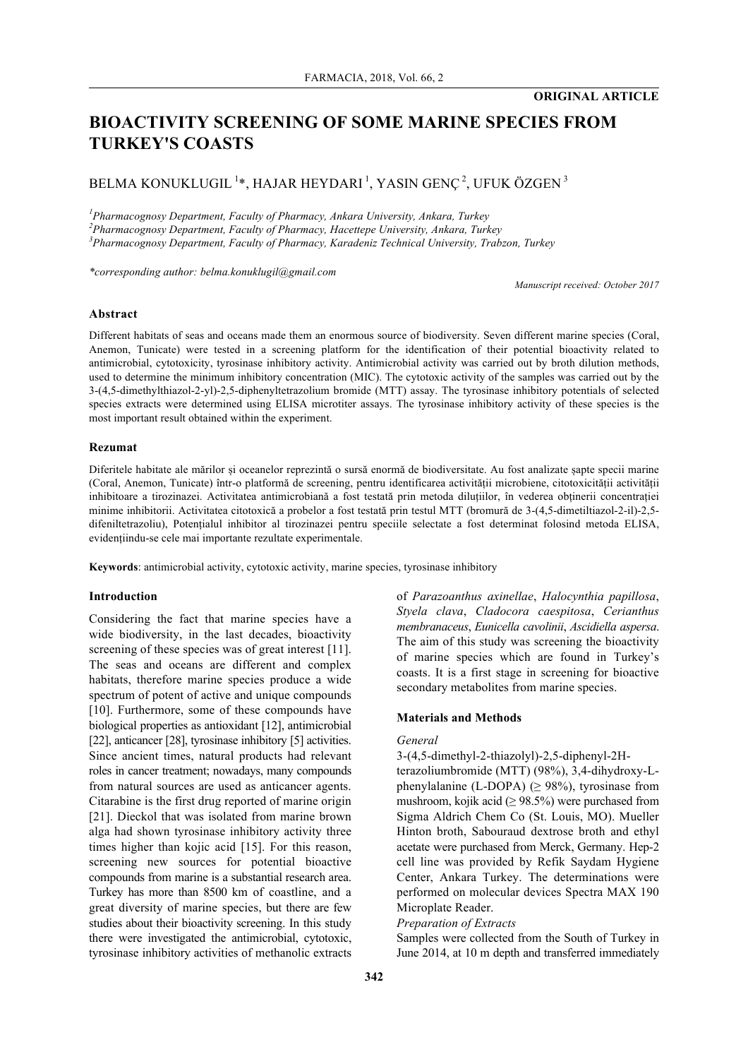**ORIGINAL ARTICLE**

# BIOACTIVITY SCREENING OF SOME MARINE SPECIES FROM TURKEY'S COASTS

BELMA KONUKLUGIL [1]*, HAJAR HEYDARI [1], YASIN GENÇ [2], UFUK ÖZGEN [3]

[1]*Pharmacognosy Department, Faculty of Pharmacy, Ankara University, Ankara, Turkey*
[2]*Pharmacognosy Department, Faculty of Pharmacy, Hacettepe University, Ankara, Turkey*
[3]*Pharmacognosy Department, Faculty of Pharmacy, Karadeniz Technical University, Trabzon, Turkey*

*\*corresponding author: belma.konuklugil@gmail.com*

*Manuscript received: October 2017*

## Abstract

Different habitats of seas and oceans made them an enormous source of biodiversity. Seven different marine species (Coral, Anemon, Tunicate) were tested in a screening platform for the identification of their potential bioactivity related to antimicrobial, cytotoxicity, tyrosinase inhibitory activity. Antimicrobial activity was carried out by broth dilution methods, used to determine the minimum inhibitory concentration (MIC). The cytotoxic activity of the samples was carried out by the 3-(4,5-dimethylthiazol-2-yl)-2,5-diphenyltetrazolium bromide (MTT) assay. The tyrosinase inhibitory potentials of selected species extracts were determined using ELISA microtiter assays. The tyrosinase inhibitory activity of these species is the most important result obtained within the experiment.

## Rezumat

Diferitele habitate ale mărilor și oceanelor reprezintă o sursă enormă de biodiversitate. Au fost analizate șapte specii marine (Coral, Anemon, Tunicate) într-o platformă de screening, pentru identificarea activității microbiene, citotoxicității activității inhibitoare a tirozinazei. Activitatea antimicrobiană a fost testată prin metoda diluțiilor, în vederea obținerii concentrației minime inhibitorii. Activitatea citotoxică a probelor a fost testată prin testul MTT (bromură de 3-(4,5-dimetiltiazol-2-il)-2,5-difeniltetrazoliu), Potențialul inhibitor al tirozinazei pentru speciile selectate a fost determinat folosind metoda ELISA, evidențiindu-se cele mai importante rezultate experimentale.

**Keywords**: antimicrobial activity, cytotoxic activity, marine species, tyrosinase inhibitory

## Introduction

Considering the fact that marine species have a wide biodiversity, in the last decades, bioactivity screening of these species was of great interest [11]. The seas and oceans are different and complex habitats, therefore marine species produce a wide spectrum of potent of active and unique compounds [10]. Furthermore, some of these compounds have biological properties as antioxidant [12], antimicrobial [22], anticancer [28], tyrosinase inhibitory [5] activities. Since ancient times, natural products had relevant roles in cancer treatment; nowadays, many compounds from natural sources are used as anticancer agents. Citarabine is the first drug reported of marine origin [21]. Dieckol that was isolated from marine brown alga had shown tyrosinase inhibitory activity three times higher than kojic acid [15]. For this reason, screening new sources for potential bioactive compounds from marine is a substantial research area. Turkey has more than 8500 km of coastline, and a great diversity of marine species, but there are few studies about their bioactivity screening. In this study there were investigated the antimicrobial, cytotoxic, tyrosinase inhibitory activities of methanolic extracts of *Parazoanthus axinellae*, *Halocynthia papillosa*, *Styela clava*, *Cladocora caespitosa*, *Cerianthus membranaceus*, *Eunicella cavolinii*, *Ascidiella aspersa*. The aim of this study was screening the bioactivity of marine species which are found in Turkey's coasts. It is a first stage in screening for bioactive secondary metabolites from marine species.

## Materials and Methods

### General

3-(4,5-dimethyl-2-thiazolyl)-2,5-diphenyl-2H-terazoliumbromide (MTT) (98%), 3,4-dihydroxy-L-phenylalanine (L-DOPA) (≥ 98%), tyrosinase from mushroom, kojic acid (≥ 98.5%) were purchased from Sigma Aldrich Chem Co (St. Louis, MO). Mueller Hinton broth, Sabouraud dextrose broth and ethyl acetate were purchased from Merck, Germany. Hep-2 cell line was provided by Refik Saydam Hygiene Center, Ankara Turkey. The determinations were performed on molecular devices Spectra MAX 190 Microplate Reader.

### Preparation of Extracts

Samples were collected from the South of Turkey in June 2014, at 10 m depth and transferred immediately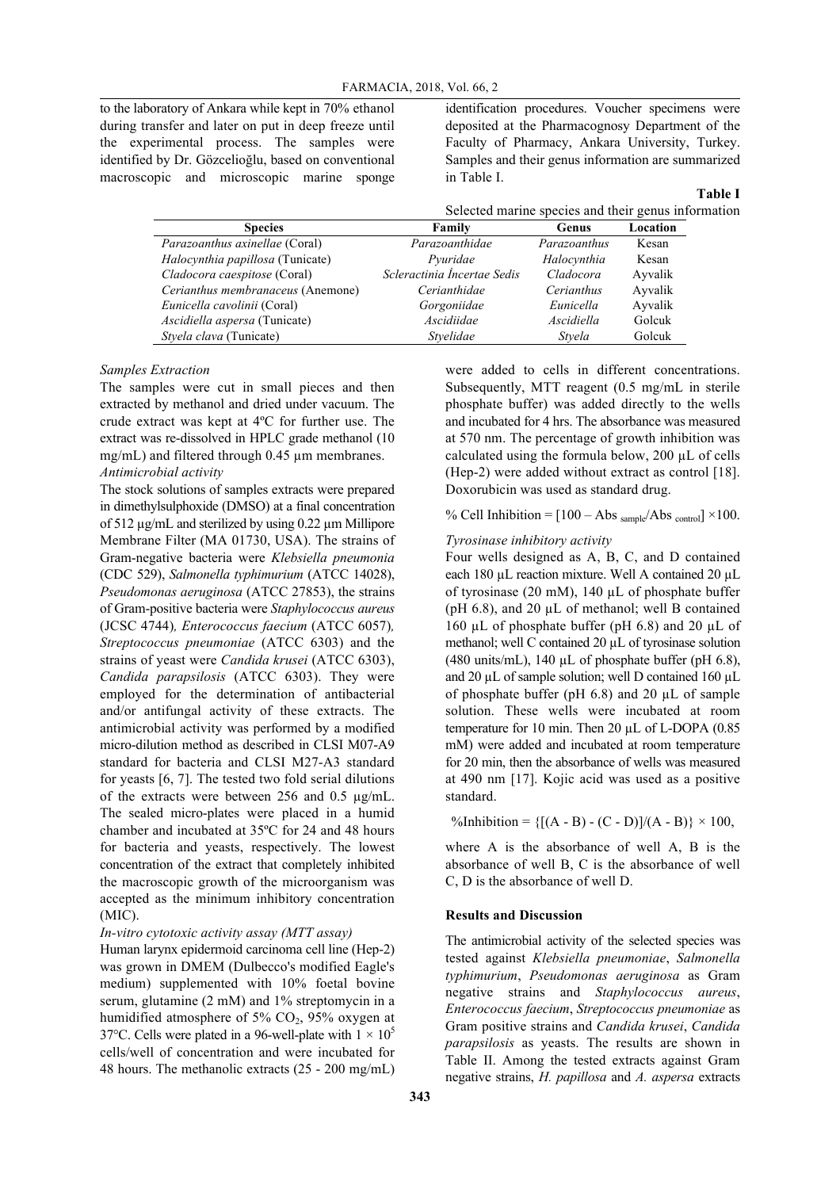to the laboratory of Ankara while kept in 70% ethanol during transfer and later on put in deep freeze until the experimental process. The samples were identified by Dr. Gözcelioğlu, based on conventional macroscopic and microscopic marine sponge identification procedures. Voucher specimens were deposited at the Pharmacognosy Department of the Faculty of Pharmacy, Ankara University, Turkey. Samples and their genus information are summarized in Table I.

**Table I**

Selected marine species and their genus information

| Species | Family | Genus | Location |
|---|---|---|---|
| *Parazoanthus axinellae* (Coral) | *Parazoanthidae* | *Parazoanthus* | Kesan |
| *Halocynthia papillosa* (Tunicate) | *Pyuridae* | *Halocynthia* | Kesan |
| *Cladocora caespitose* (Coral) | *Scleractinia İncertae Sedis* | *Cladocora* | Ayvalik |
| *Cerianthus membranaceus* (Anemone) | *Cerianthidae* | *Cerianthus* | Ayvalik |
| *Eunicella cavolinii* (Coral) | *Gorgoniidae* | *Eunicella* | Ayvalik |
| *Ascidiella aspersa* (Tunicate) | *Ascidiidae* | *Ascidiella* | Golcuk |
| *Styela clava* (Tunicate) | *Styelidae* | *Styela* | Golcuk |

*Samples Extraction*

The samples were cut in small pieces and then extracted by methanol and dried under vacuum. The crude extract was kept at 4ºC for further use. The extract was re-dissolved in HPLC grade methanol (10 mg/mL) and filtered through 0.45 µm membranes.

*Antimicrobial activity*

The stock solutions of samples extracts were prepared in dimethylsulphoxide (DMSO) at a final concentration of 512 µg/mL and sterilized by using 0.22 µm Millipore Membrane Filter (MA 01730, USA). The strains of Gram-negative bacteria were *Klebsiella pneumonia* (CDC 529), *Salmonella typhimurium* (ATCC 14028), *Pseudomonas aeruginosa* (ATCC 27853), the strains of Gram-positive bacteria were *Staphylococcus aureus* (JCSC 4744), *Enterococcus faecium* (ATCC 6057), *Streptococcus pneumoniae* (ATCC 6303) and the strains of yeast were *Candida krusei* (ATCC 6303), *Candida parapsilosis* (ATCC 6303). They were employed for the determination of antibacterial and/or antifungal activity of these extracts. The antimicrobial activity was performed by a modified micro-dilution method as described in CLSI M07-A9 standard for bacteria and CLSI M27-A3 standard for yeasts [6, 7]. The tested two fold serial dilutions of the extracts were between 256 and 0.5 µg/mL. The sealed micro-plates were placed in a humid chamber and incubated at 35ºC for 24 and 48 hours for bacteria and yeasts, respectively. The lowest concentration of the extract that completely inhibited the macroscopic growth of the microorganism was accepted as the minimum inhibitory concentration (MIC).

*In-vitro cytotoxic activity assay (MTT assay)*

Human larynx epidermoid carcinoma cell line (Hep-2) was grown in DMEM (Dulbecco's modified Eagle's medium) supplemented with 10% foetal bovine serum, glutamine (2 mM) and 1% streptomycin in a humidified atmosphere of 5% $CO_2$, 95% oxygen at 37°C. Cells were plated in a 96-well-plate with $1 \times 10^5$ cells/well of concentration and were incubated for 48 hours. The methanolic extracts (25 - 200 mg/mL) were added to cells in different concentrations. Subsequently, MTT reagent (0.5 mg/mL in sterile phosphate buffer) was added directly to the wells and incubated for 4 hrs. The absorbance was measured at 570 nm. The percentage of growth inhibition was calculated using the formula below, 200 µL of cells (Hep-2) were added without extract as control [18]. Doxorubicin was used as standard drug.

$$\% \text{ Cell Inhibition} = [100 - Abs_{sample}/Abs_{control}] \times 100.$$

*Tyrosinase inhibitory activity*

Four wells designed as A, B, C, and D contained each 180 µL reaction mixture. Well A contained 20 µL of tyrosinase (20 mM), 140 µL of phosphate buffer (pH 6.8), and 20 µL of methanol; well B contained 160 µL of phosphate buffer (pH 6.8) and 20 µL of methanol; well C contained 20 µL of tyrosinase solution (480 units/mL), 140 µL of phosphate buffer (pH 6.8), and 20 µL of sample solution; well D contained 160 µL of phosphate buffer (pH 6.8) and 20 µL of sample solution. These wells were incubated at room temperature for 10 min. Then 20 µL of L-DOPA (0.85 mM) were added and incubated at room temperature for 20 min, then the absorbance of wells was measured at 490 nm [17]. Kojic acid was used as a positive standard.

$$\%\text{Inhibition} = \{[(A - B) - (C - D)]/(A - B)\} \times 100,$$

where A is the absorbance of well A, B is the absorbance of well B, C is the absorbance of well C, D is the absorbance of well D.

## Results and Discussion

The antimicrobial activity of the selected species was tested against *Klebsiella pneumoniae*, *Salmonella typhimurium*, *Pseudomonas aeruginosa* as Gram negative strains and *Staphylococcus aureus*, *Enterococcus faecium*, *Streptococcus pneumoniae* as Gram positive strains and *Candida krusei*, *Candida parapsilosis* as yeasts. The results are shown in Table II. Among the tested extracts against Gram negative strains, *H. papillosa* and *A. aspersa* extracts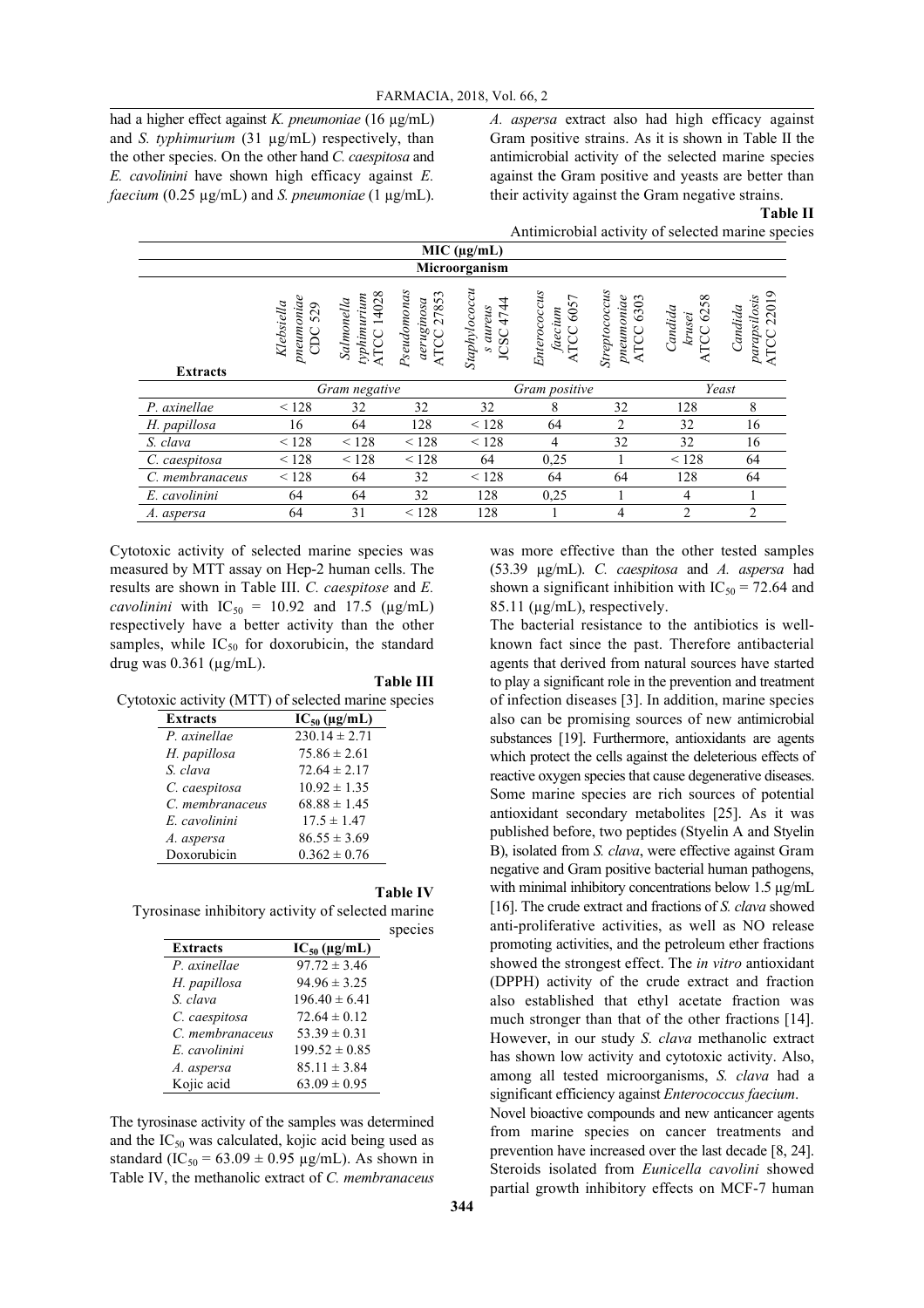had a higher effect against *K. pneumoniae* (16 µg/mL) and *S. typhimurium* (31 µg/mL) respectively, than the other species. On the other hand *C. caespitosa* and *E. cavolinini* have shown high efficacy against *E. faecium* (0.25 µg/mL) and *S. pneumoniae* (1 µg/mL). *A. aspersa* extract also had high efficacy against Gram positive strains. As it is shown in Table II the antimicrobial activity of the selected marine species against the Gram positive and yeasts are better than their activity against the Gram negative strains.

**Table II**

Antimicrobial activity of selected marine species

| Extracts | *Klebsiella pneumoniae* CDC 529 | *Salmonella typhimurium* ATCC 14028 | *Pseudomonas aeruginosa* ATCC 27853 | *Staphylococcus aureus* JCSC 4744 | *Enterococcus faecium* ATCC 6057 | *Streptococcus pneumoniae* ATCC 6303 | *Candida krusei* ATCC 6258 | *Candida parapsilosis* ATCC 22019 |
|---|---|---|---|---|---|---|---|---|
| | MIC (µg/mL) – Microorganism | | | | | | | |
| | *Gram negative* | | | *Gram positive* | | | *Yeast* | |
| *P. axinellae* | < 128 | 32 | 32 | 32 | 8 | 32 | 128 | 8 |
| *H. papillosa* | 16 | 64 | 128 | < 128 | 64 | 2 | 32 | 16 |
| *S. clava* | < 128 | < 128 | < 128 | < 128 | 4 | 32 | 32 | 16 |
| *C. caespitosa* | < 128 | < 128 | < 128 | 64 | 0,25 | 1 | < 128 | 64 |
| *C. membranaceus* | < 128 | 64 | 32 | < 128 | 64 | 64 | 128 | 64 |
| *E. cavolinini* | 64 | 64 | 32 | 128 | 0,25 | 1 | 4 | 1 |
| *A. aspersa* | 64 | 31 | < 128 | 128 | 1 | 4 | 2 | 2 |

Cytotoxic activity of selected marine species was measured by MTT assay on Hep-2 human cells. The results are shown in Table III. *C. caespitose* and *E. cavolinini* with $IC_{50}$ = 10.92 and 17.5 (µg/mL) respectively have a better activity than the other samples, while $IC_{50}$ for doxorubicin, the standard drug was 0.361 (µg/mL).

**Table III**

Cytotoxic activity (MTT) of selected marine species

| Extracts | $IC_{50}$ (µg/mL) |
|---|---|
| *P. axinellae* | 230.14 ± 2.71 |
| *H. papillosa* | 75.86 ± 2.61 |
| *S. clava* | 72.64 ± 2.17 |
| *C. caespitosa* | 10.92 ± 1.35 |
| *C. membranaceus* | 68.88 ± 1.45 |
| *E. cavolinini* | 17.5 ± 1.47 |
| *A. aspersa* | 86.55 ± 3.69 |
| Doxorubicin | 0.362 ± 0.76 |

**Table IV**

Tyrosinase inhibitory activity of selected marine species

| Extracts | $IC_{50}$ (µg/mL) |
|---|---|
| *P. axinellae* | 97.72 ± 3.46 |
| *H. papillosa* | 94.96 ± 3.25 |
| *S. clava* | 196.40 ± 6.41 |
| *C. caespitosa* | 72.64 ± 0.12 |
| *C. membranaceus* | 53.39 ± 0.31 |
| *E. cavolinini* | 199.52 ± 0.85 |
| *A. aspersa* | 85.11 ± 3.84 |
| Kojic acid | 63.09 ± 0.95 |

The tyrosinase activity of the samples was determined and the $IC_{50}$ was calculated, kojic acid being used as standard ($IC_{50}$ = 63.09 ± 0.95 µg/mL). As shown in Table IV, the methanolic extract of *C. membranaceus* was more effective than the other tested samples (53.39 µg/mL). *C. caespitosa* and *A. aspersa* had shown a significant inhibition with $IC_{50}$ = 72.64 and 85.11 (µg/mL), respectively.

The bacterial resistance to the antibiotics is well-known fact since the past. Therefore antibacterial agents that derived from natural sources have started to play a significant role in the prevention and treatment of infection diseases [3]. In addition, marine species also can be promising sources of new antimicrobial substances [19]. Furthermore, antioxidants are agents which protect the cells against the deleterious effects of reactive oxygen species that cause degenerative diseases. Some marine species are rich sources of potential antioxidant secondary metabolites [25]. As it was published before, two peptides (Styelin A and Styelin B), isolated from *S. clava*, were effective against Gram negative and Gram positive bacterial human pathogens, with minimal inhibitory concentrations below 1.5 µg/mL [16]. The crude extract and fractions of *S. clava* showed anti-proliferative activities, as well as NO release promoting activities, and the petroleum ether fractions showed the strongest effect. The *in vitro* antioxidant (DPPH) activity of the crude extract and fraction also established that ethyl acetate fraction was much stronger than that of the other fractions [14]. However, in our study *S. clava* methanolic extract has shown low activity and cytotoxic activity. Also, among all tested microorganisms, *S. clava* had a significant efficiency against *Enterococcus faecium*.

Novel bioactive compounds and new anticancer agents from marine species on cancer treatments and prevention have increased over the last decade [8, 24]. Steroids isolated from *Eunicella cavolini* showed partial growth inhibitory effects on MCF-7 human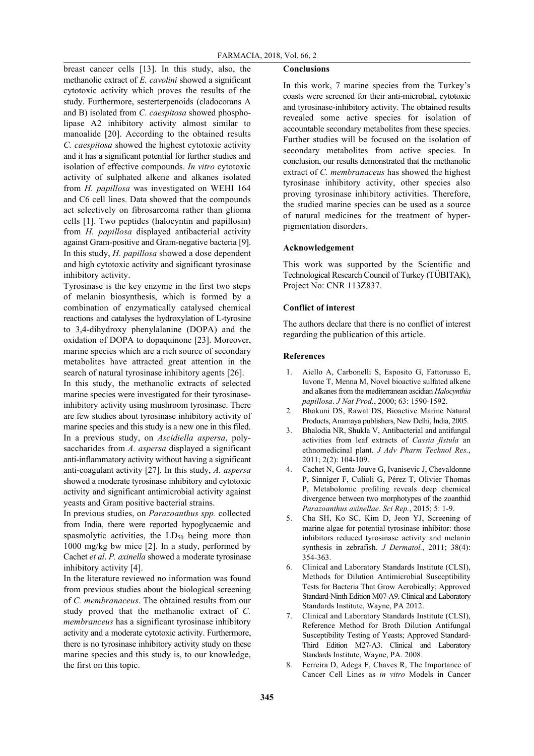breast cancer cells [13]. In this study, also, the methanolic extract of *E. cavolini* showed a significant cytotoxic activity which proves the results of the study. Furthermore, sesterterpenoids (cladocorans A and B) isolated from *C. caespitosa* showed phospholipase A2 inhibitory activity almost similar to manoalide [20]. According to the obtained results *C. caespitosa* showed the highest cytotoxic activity and it has a significant potential for further studies and isolation of effective compounds. *In vitro* cytotoxic activity of sulphated alkene and alkanes isolated from *H. papillosa* was investigated on WEHI 164 and C6 cell lines. Data showed that the compounds act selectively on fibrosarcoma rather than glioma cells [1]. Two peptides (halocyntin and papillosin) from *H. papillosa* displayed antibacterial activity against Gram-positive and Gram-negative bacteria [9]. In this study, *H. papillosa* showed a dose dependent and high cytotoxic activity and significant tyrosinase inhibitory activity.

Tyrosinase is the key enzyme in the first two steps of melanin biosynthesis, which is formed by a combination of enzymatically catalysed chemical reactions and catalyses the hydroxylation of L-tyrosine to 3,4-dihydroxy phenylalanine (DOPA) and the oxidation of DOPA to dopaquinone [23]. Moreover, marine species which are a rich source of secondary metabolites have attracted great attention in the search of natural tyrosinase inhibitory agents [26].

In this study, the methanolic extracts of selected marine species were investigated for their tyrosinase-inhibitory activity using mushroom tyrosinase. There are few studies about tyrosinase inhibitory activity of marine species and this study is a new one in this filed. In a previous study, on *Ascidiella aspersa*, polysaccharides from *A. aspersa* displayed a significant anti-inflammatory activity without having a significant anti-coagulant activity [27]. In this study, *A. aspersa* showed a moderate tyrosinase inhibitory and cytotoxic activity and significant antimicrobial activity against yeasts and Gram positive bacterial strains.

In previous studies, on *Parazoanthus spp.* collected from India, there were reported hypoglycaemic and spasmolytic activities, the $LD_{50}$ being more than 1000 mg/kg bw mice [2]. In a study, performed by Cachet *et al*. *P. axinella* showed a moderate tyrosinase inhibitory activity [4].

In the literature reviewed no information was found from previous studies about the biological screening of *C. membranaceus*. The obtained results from our study proved that the methanolic extract of *C. membranceus* has a significant tyrosinase inhibitory activity and a moderate cytotoxic activity. Furthermore, there is no tyrosinase inhibitory activity study on these marine species and this study is, to our knowledge, the first on this topic.

## Conclusions

In this work, 7 marine species from the Turkey's coasts were screened for their anti-microbial, cytotoxic and tyrosinase-inhibitory activity. The obtained results revealed some active species for isolation of accountable secondary metabolites from these species. Further studies will be focused on the isolation of secondary metabolites from active species. In conclusion, our results demonstrated that the methanolic extract of *C. membranaceus* has showed the highest tyrosinase inhibitory activity, other species also proving tyrosinase inhibitory activities. Therefore, the studied marine species can be used as a source of natural medicines for the treatment of hyperpigmentation disorders.

## Acknowledgement

This work was supported by the Scientific and Technological Research Council of Turkey (TÜBITAK), Project No: CNR 113Z837.

## Conflict of interest

The authors declare that there is no conflict of interest regarding the publication of this article.

## References

1. Aiello A, Carbonelli S, Esposito G, Fattorusso E, Iuvone T, Menna M, Novel bioactive sulfated alkene and alkanes from the mediterranean ascidian *Halocynthia papillosa*. *J Nat Prod.*, 2000; 63: 1590-1592.
2. Bhakuni DS, Rawat DS, Bioactive Marine Natural Products, Anamaya publishers, New Delhi, İndia, 2005.
3. Bhalodia NR, Shukla V, Antibacterial and antifungal activities from leaf extracts of *Cassia fistula* an ethnomedicinal plant. *J Adv Pharm Technol Res.*, 2011; 2(2): 104-109.
4. Cachet N, Genta-Jouve G, Ivanisevic J, Chevaldonne P, Sinniger F, Culioli G, Pérez T, Olivier Thomas P, Metabolomic profiling reveals deep chemical divergence between two morphotypes of the zoanthid *Parazoanthus axinellae*. *Sci Rep.*, 2015; 5: 1-9.
5. Cha SH, Ko SC, Kim D, Jeon YJ, Screening of marine algae for potential tyrosinase inhibitor: those inhibitors reduced tyrosinase activity and melanin synthesis in zebrafish. *J Dermatol.*, 2011; 38(4): 354-363.
6. Clinical and Laboratory Standards Institute (CLSI), Methods for Dilution Antimicrobial Susceptibility Tests for Bacteria That Grow Aerobically; Approved Standard-Ninth Edition M07-A9. Clinical and Laboratory Standards Institute, Wayne, PA 2012.
7. Clinical and Laboratory Standards Institute (CLSI), Reference Method for Broth Dilution Antifungal Susceptibility Testing of Yeasts; Approved Standard-Third Edition M27-A3. Clinical and Laboratory Standards Institute, Wayne, PA. 2008.
8. Ferreira D, Adega F, Chaves R, The Importance of Cancer Cell Lines as *in vitro* Models in Cancer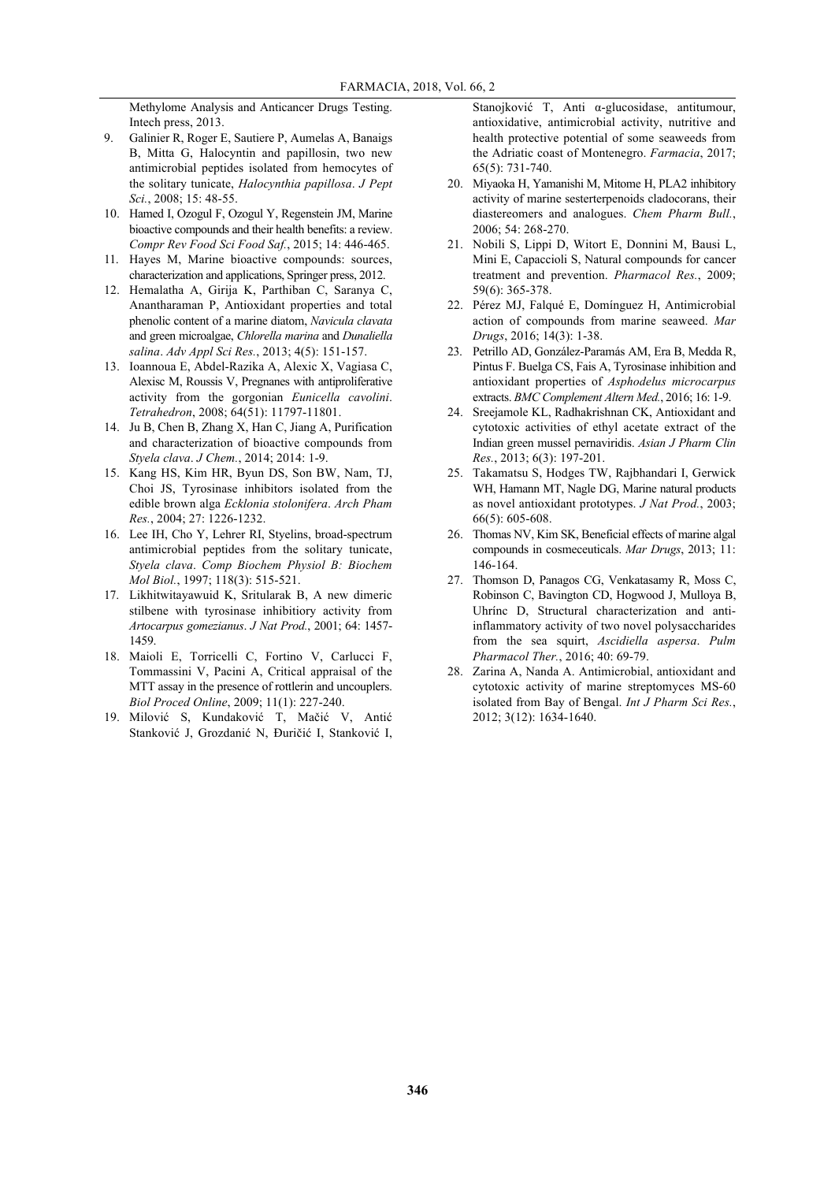Methylome Analysis and Anticancer Drugs Testing. Intech press, 2013.

9. Galinier R, Roger E, Sautiere P, Aumelas A, Banaigs B, Mitta G, Halocyntin and papillosin, two new antimicrobial peptides isolated from hemocytes of the solitary tunicate, *Halocynthia papillosa*. *J Pept Sci.*, 2008; 15: 48-55.
10. Hamed I, Ozogul F, Ozogul Y, Regenstein JM, Marine bioactive compounds and their health benefits: a review. *Compr Rev Food Sci Food Saf.*, 2015; 14: 446-465.
11. Hayes M, Marine bioactive compounds: sources, characterization and applications, Springer press, 2012.
12. Hemalatha A, Girija K, Parthiban C, Saranya C, Anantharaman P, Antioxidant properties and total phenolic content of a marine diatom, *Navicula clavata* and green microalgae, *Chlorella marina* and *Dunaliella salina*. *Adv Appl Sci Res.*, 2013; 4(5): 151-157.
13. Ioannoua E, Abdel-Razika A, Alexic X, Vagiasa C, Alexisc M, Roussis V, Pregnanes with antiproliferative activity from the gorgonian *Eunicella cavolini*. *Tetrahedron*, 2008; 64(51): 11797-11801.
14. Ju B, Chen B, Zhang X, Han C, Jiang A, Purification and characterization of bioactive compounds from *Styela clava*. *J Chem.*, 2014; 2014: 1-9.
15. Kang HS, Kim HR, Byun DS, Son BW, Nam, TJ, Choi JS, Tyrosinase inhibitors isolated from the edible brown alga *Ecklonia stolonifera*. *Arch Pham Res.*, 2004; 27: 1226-1232.
16. Lee IH, Cho Y, Lehrer RI, Styelins, broad-spectrum antimicrobial peptides from the solitary tunicate, *Styela clava*. *Comp Biochem Physiol B: Biochem Mol Biol.*, 1997; 118(3): 515-521.
17. Likhitwitayawuid K, Sritularak B, A new dimeric stilbene with tyrosinase inhibitiory activity from *Artocarpus gomezianus*. *J Nat Prod.*, 2001; 64: 1457-1459.
18. Maioli E, Torricelli C, Fortino V, Carlucci F, Tommassini V, Pacini A, Critical appraisal of the MTT assay in the presence of rottlerin and uncouplers. *Biol Proced Online*, 2009; 11(1): 227-240.
19. Milović S, Kundaković T, Mačić V, Antić Stanković J, Grozdanić N, Đuričić I, Stanković I, Stanojković T, Anti α-glucosidase, antitumour, antioxidative, antimicrobial activity, nutritive and health protective potential of some seaweeds from the Adriatic coast of Montenegro. *Farmacia*, 2017; 65(5): 731-740.
20. Miyaoka H, Yamanishi M, Mitome H, PLA2 inhibitory activity of marine sesterterpenoids cladocorans, their diastereomers and analogues. *Chem Pharm Bull.*, 2006; 54: 268-270.
21. Nobili S, Lippi D, Witort E, Donnini M, Bausi L, Mini E, Capaccioli S, Natural compounds for cancer treatment and prevention. *Pharmacol Res.*, 2009; 59(6): 365-378.
22. Pérez MJ, Falqué E, Domínguez H, Antimicrobial action of compounds from marine seaweed. *Mar Drugs*, 2016; 14(3): 1-38.
23. Petrillo AD, González-Paramás AM, Era B, Medda R, Pintus F. Buelga CS, Fais A, Tyrosinase inhibition and antioxidant properties of *Asphodelus microcarpus* extracts. *BMC Complement Altern Med.*, 2016; 16: 1-9.
24. Sreejamole KL, Radhakrishnan CK, Antioxidant and cytotoxic activities of ethyl acetate extract of the Indian green mussel pernaviridis. *Asian J Pharm Clin Res.*, 2013; 6(3): 197-201.
25. Takamatsu S, Hodges TW, Rajbhandari I, Gerwick WH, Hamann MT, Nagle DG, Marine natural products as novel antioxidant prototypes. *J Nat Prod.*, 2003; 66(5): 605-608.
26. Thomas NV, Kim SK, Beneficial effects of marine algal compounds in cosmeceuticals. *Mar Drugs*, 2013; 11: 146-164.
27. Thomson D, Panagos CG, Venkatasamy R, Moss C, Robinson C, Bavington CD, Hogwood J, Mulloya B, Uhrínc D, Structural characterization and anti-inflammatory activity of two novel polysaccharides from the sea squirt, *Ascidiella aspersa*. *Pulm Pharmacol Ther.*, 2016; 40: 69-79.
28. Zarina A, Nanda A. Antimicrobial, antioxidant and cytotoxic activity of marine streptomyces MS-60 isolated from Bay of Bengal. *Int J Pharm Sci Res.*, 2012; 3(12): 1634-1640.